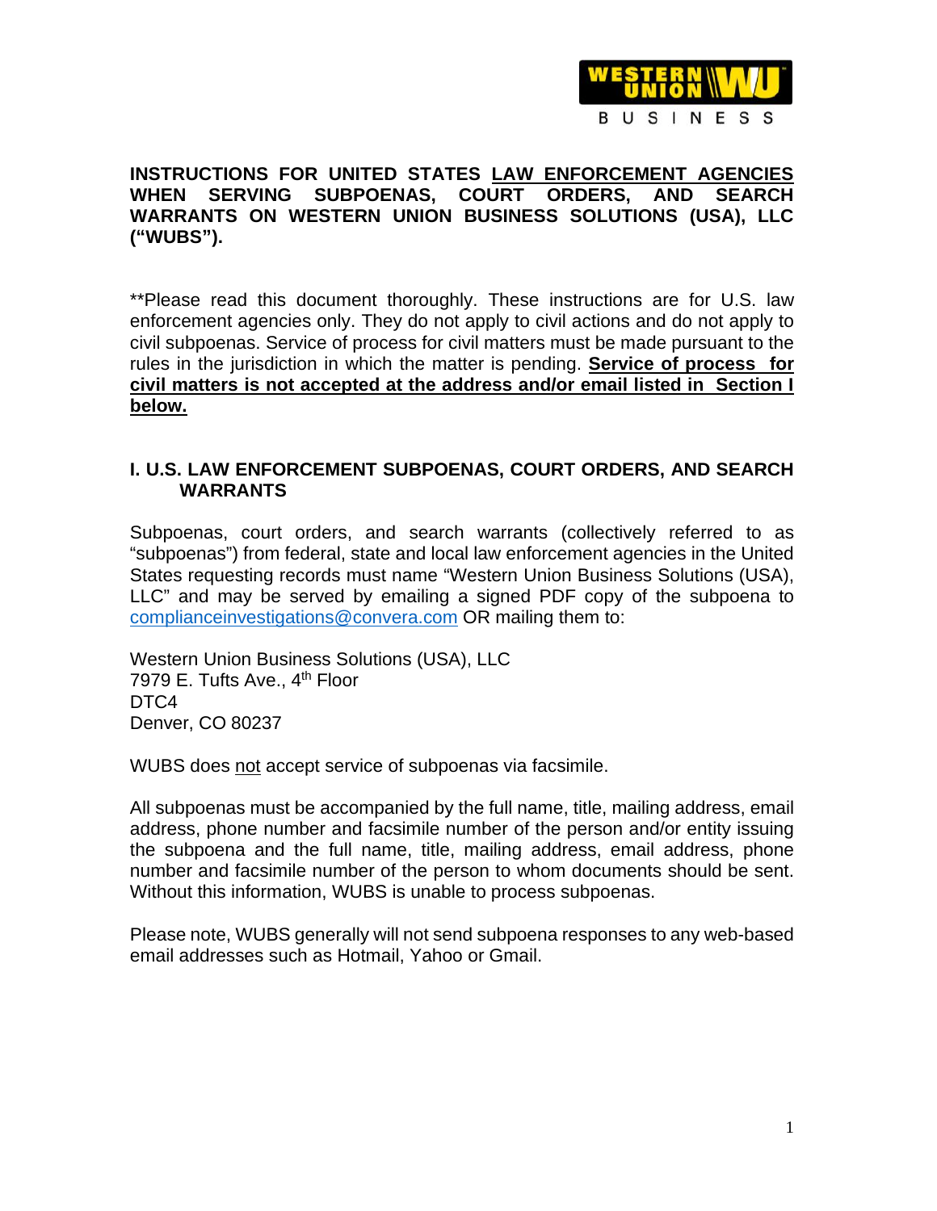# INSTRUCTIONS FOR UNITED STATES LAW ENFORCEMENT AGENCIES WHEN SERVING SUBPOENAS, COURT ORDERS, AND SEARCH WARRANTS ON WESTERN UNION BUSINESS SOLUTIONS (USA), LLC ("WUBS").

**Please read this document thoroughly. These instructions are for U.S. law enforcement agencies only. They do not apply to civil actions and do not apply to civil subpoenas. Service of process for civil matters must be made pursuant to the rules in the jurisdiction in which the matter is pending. **Service of process for civil matters is not accepted at the address and/or email listed in Section I below.**

## I. U.S. LAW ENFORCEMENT SUBPOENAS, COURT ORDERS, AND SEARCH WARRANTS

Subpoenas, court orders, and search warrants (collectively referred to as "subpoenas") from federal, state and local law enforcement agencies in the United States requesting records must name "Western Union Business Solutions (USA), LLC" and may be served by emailing a signed PDF copy of the subpoena to complianceinvestigations@convera.com OR mailing them to:

Western Union Business Solutions (USA), LLC
7979 E. Tufts Ave., 4th Floor
DTC4
Denver, CO 80237

WUBS does not accept service of subpoenas via facsimile.

All subpoenas must be accompanied by the full name, title, mailing address, email address, phone number and facsimile number of the person and/or entity issuing the subpoena and the full name, title, mailing address, email address, phone number and facsimile number of the person to whom documents should be sent. Without this information, WUBS is unable to process subpoenas.

Please note, WUBS generally will not send subpoena responses to any web-based email addresses such as Hotmail, Yahoo or Gmail.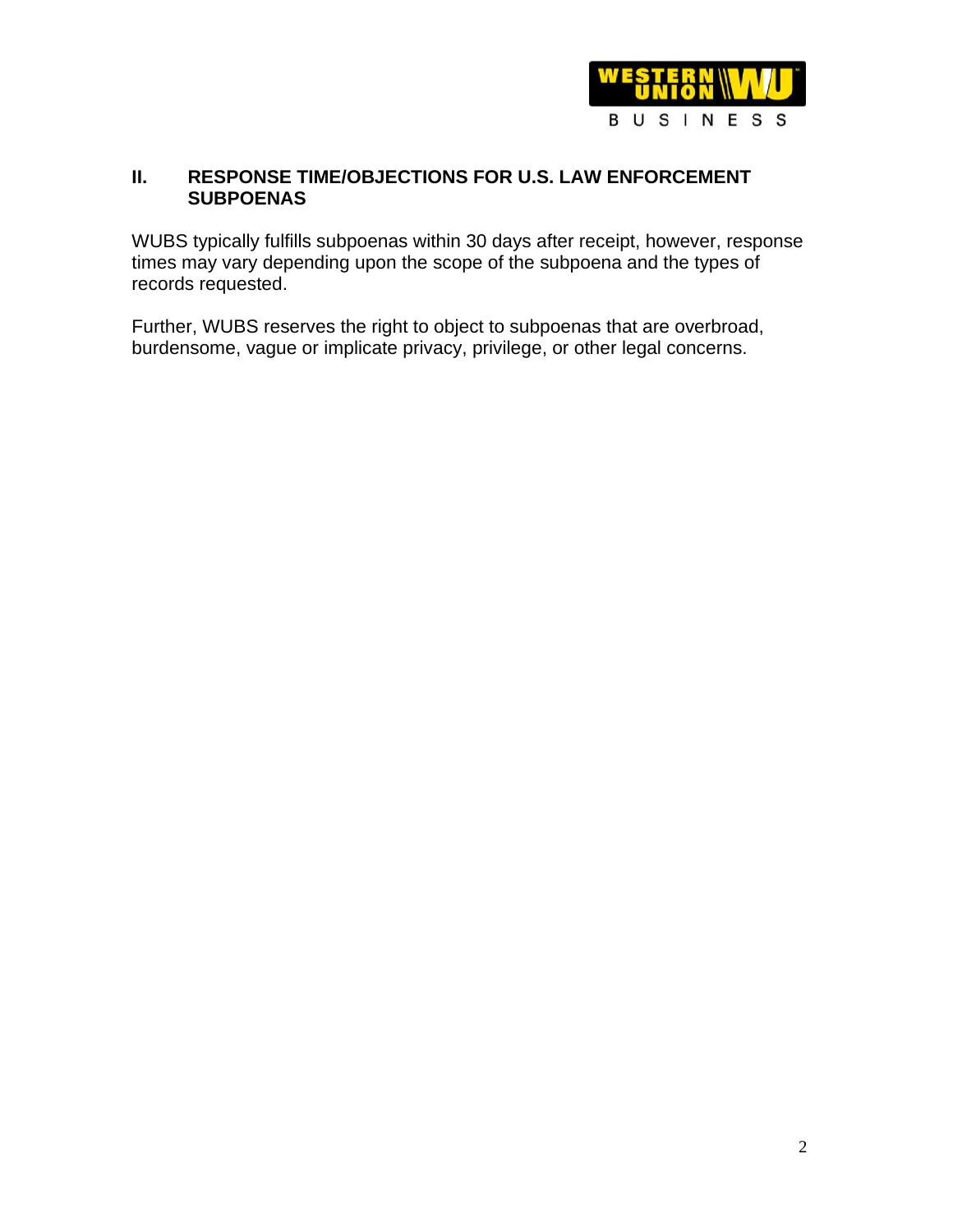## II. RESPONSE TIME/OBJECTIONS FOR U.S. LAW ENFORCEMENT SUBPOENAS

WUBS typically fulfills subpoenas within 30 days after receipt, however, response times may vary depending upon the scope of the subpoena and the types of records requested.

Further, WUBS reserves the right to object to subpoenas that are overbroad, burdensome, vague or implicate privacy, privilege, or other legal concerns.